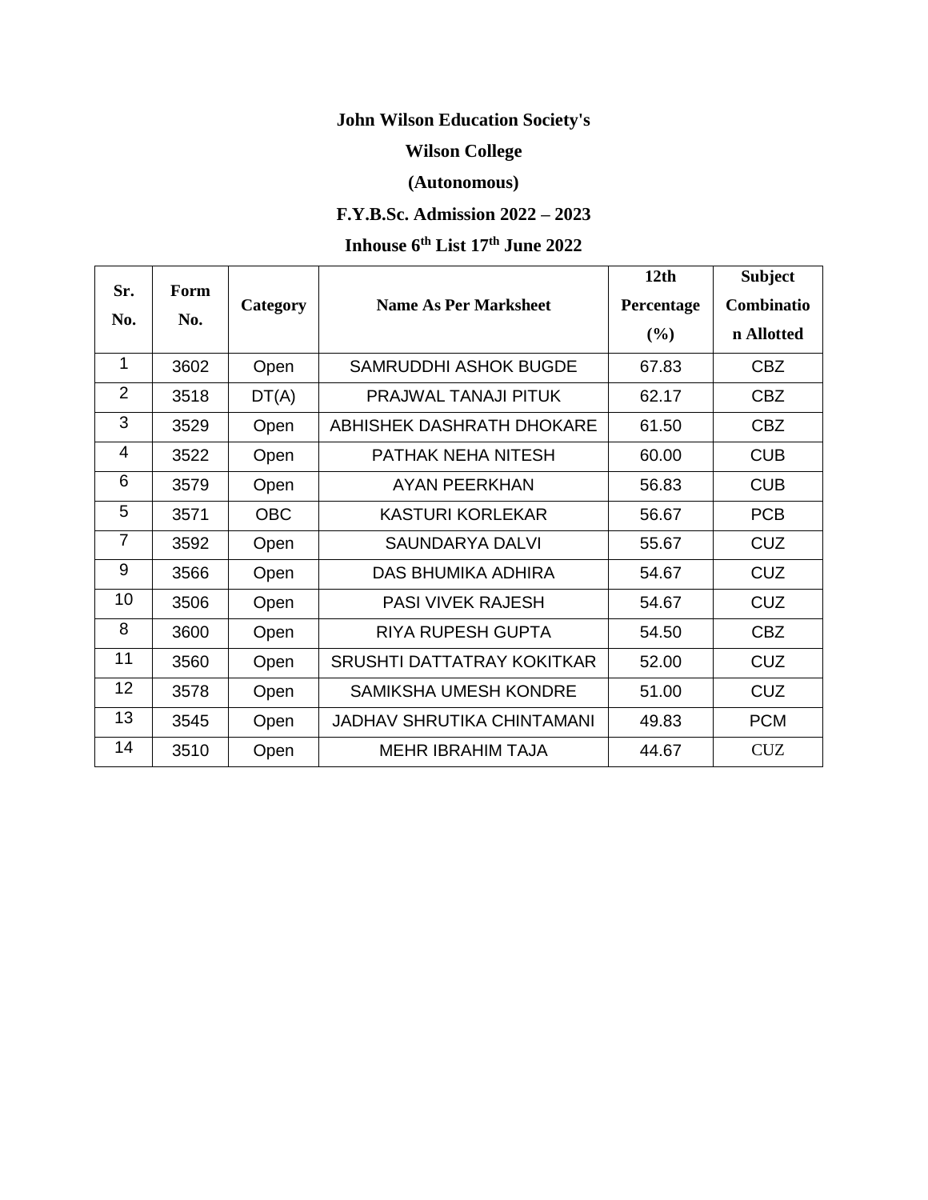**John Wilson Education Society's**

**Wilson College**

**(Autonomous)**

**F.Y.B.Sc. Admission 2022 – 2023**

**Inhouse 6th List 17th June 2022**

| Sr. No. | Form No. | Category | Name As Per Marksheet | 12th Percentage (%) | Subject Combination Allotted |
|---|---|---|---|---|---|
| 1 | 3602 | Open | SAMRUDDHI ASHOK BUGDE | 67.83 | CBZ |
| 2 | 3518 | DT(A) | PRAJWAL TANAJI PITUK | 62.17 | CBZ |
| 3 | 3529 | Open | ABHISHEK DASHRATH DHOKARE | 61.50 | CBZ |
| 4 | 3522 | Open | PATHAK NEHA NITESH | 60.00 | CUB |
| 6 | 3579 | Open | AYAN PEERKHAN | 56.83 | CUB |
| 5 | 3571 | OBC | KASTURI KORLEKAR | 56.67 | PCB |
| 7 | 3592 | Open | SAUNDARYA DALVI | 55.67 | CUZ |
| 9 | 3566 | Open | DAS BHUMIKA ADHIRA | 54.67 | CUZ |
| 10 | 3506 | Open | PASI VIVEK RAJESH | 54.67 | CUZ |
| 8 | 3600 | Open | RIYA RUPESH GUPTA | 54.50 | CBZ |
| 11 | 3560 | Open | SRUSHTI DATTATRAY KOKITKAR | 52.00 | CUZ |
| 12 | 3578 | Open | SAMIKSHA UMESH KONDRE | 51.00 | CUZ |
| 13 | 3545 | Open | JADHAV SHRUTIKA CHINTAMANI | 49.83 | PCM |
| 14 | 3510 | Open | MEHR IBRAHIM TAJA | 44.67 | CUZ |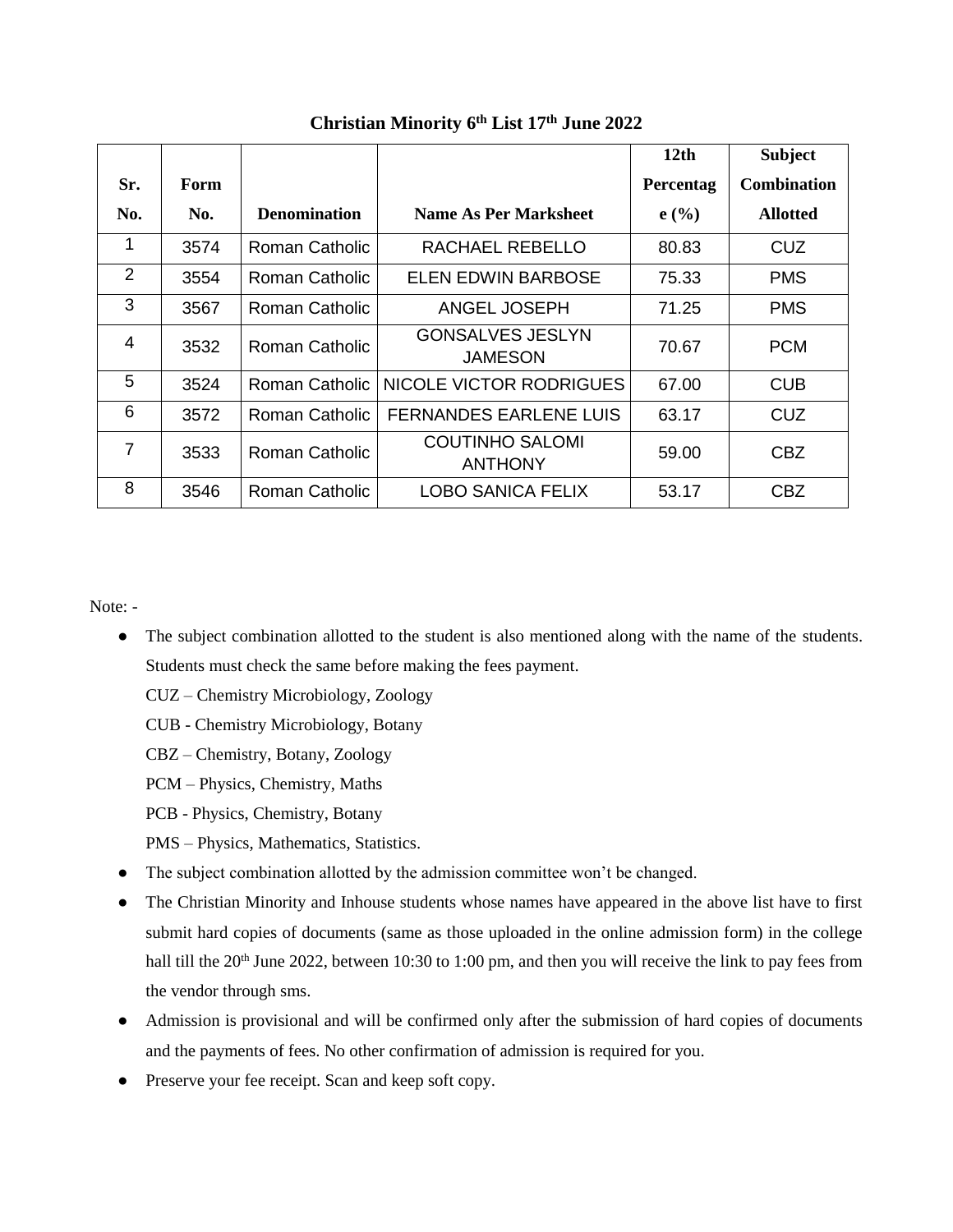## Christian Minority 6th List 17th June 2022

| Sr. No. | Form No. | Denomination | Name As Per Marksheet | 12th Percentage (%) | Subject Combination Allotted |
|---|---|---|---|---|---|
| 1 | 3574 | Roman Catholic | RACHAEL REBELLO | 80.83 | CUZ |
| 2 | 3554 | Roman Catholic | ELEN EDWIN BARBOSE | 75.33 | PMS |
| 3 | 3567 | Roman Catholic | ANGEL JOSEPH | 71.25 | PMS |
| 4 | 3532 | Roman Catholic | GONSALVES JESLYN JAMESON | 70.67 | PCM |
| 5 | 3524 | Roman Catholic | NICOLE VICTOR RODRIGUES | 67.00 | CUB |
| 6 | 3572 | Roman Catholic | FERNANDES EARLENE LUIS | 63.17 | CUZ |
| 7 | 3533 | Roman Catholic | COUTINHO SALOMI ANTHONY | 59.00 | CBZ |
| 8 | 3546 | Roman Catholic | LOBO SANICA FELIX | 53.17 | CBZ |

Note: -

- The subject combination allotted to the student is also mentioned along with the name of the students. Students must check the same before making the fees payment.

  CUZ – Chemistry Microbiology, Zoology

  CUB - Chemistry Microbiology, Botany

  CBZ – Chemistry, Botany, Zoology

  PCM – Physics, Chemistry, Maths

  PCB - Physics, Chemistry, Botany

  PMS – Physics, Mathematics, Statistics.

- The subject combination allotted by the admission committee won't be changed.
- The Christian Minority and Inhouse students whose names have appeared in the above list have to first submit hard copies of documents (same as those uploaded in the online admission form) in the college hall till the 20th June 2022, between 10:30 to 1:00 pm, and then you will receive the link to pay fees from the vendor through sms.
- Admission is provisional and will be confirmed only after the submission of hard copies of documents and the payments of fees. No other confirmation of admission is required for you.
- Preserve your fee receipt. Scan and keep soft copy.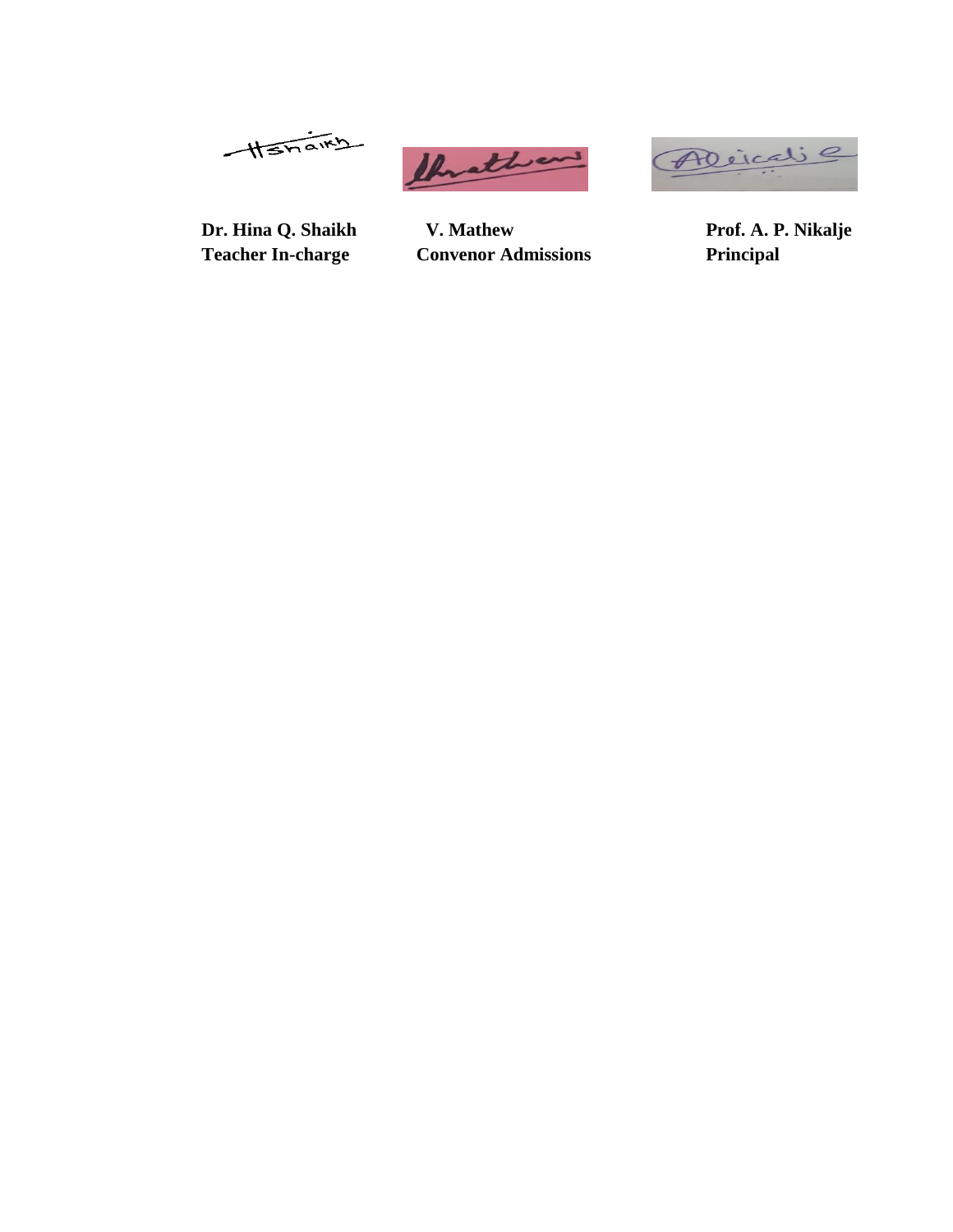| | | |
|---|---|---|
| **Dr. Hina Q. Shaikh** | **V. Mathew** | **Prof. A. P. Nikalje** |
| **Teacher In-charge** | **Convenor Admissions** | **Principal** |